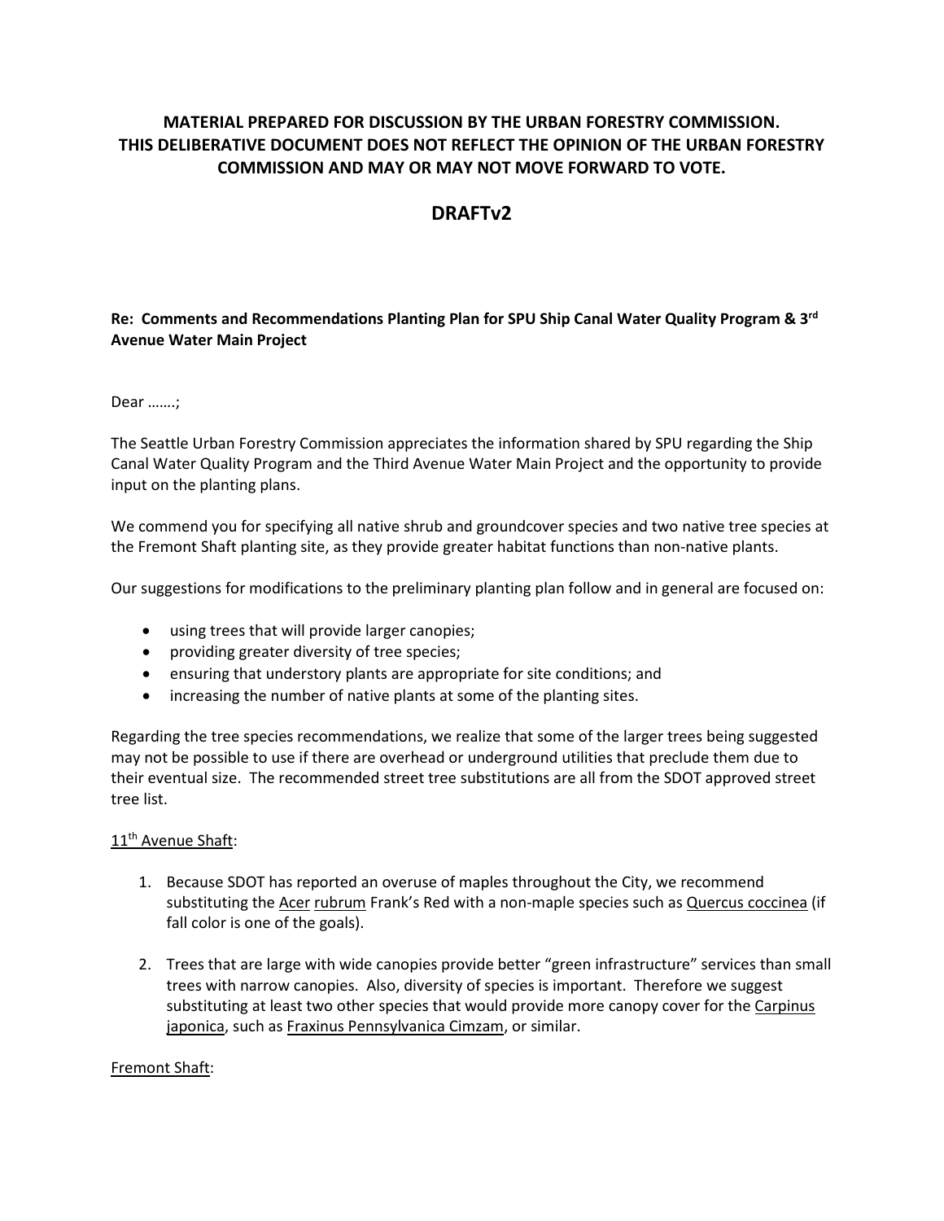**MATERIAL PREPARED FOR DISCUSSION BY THE URBAN FORESTRY COMMISSION. THIS DELIBERATIVE DOCUMENT DOES NOT REFLECT THE OPINION OF THE URBAN FORESTRY COMMISSION AND MAY OR MAY NOT MOVE FORWARD TO VOTE.**

## DRAFTv2

**Re: Comments and Recommendations Planting Plan for SPU Ship Canal Water Quality Program & 3rd Avenue Water Main Project**

Dear …….;

The Seattle Urban Forestry Commission appreciates the information shared by SPU regarding the Ship Canal Water Quality Program and the Third Avenue Water Main Project and the opportunity to provide input on the planting plans.

We commend you for specifying all native shrub and groundcover species and two native tree species at the Fremont Shaft planting site, as they provide greater habitat functions than non-native plants.

Our suggestions for modifications to the preliminary planting plan follow and in general are focused on:

- using trees that will provide larger canopies;
- providing greater diversity of tree species;
- ensuring that understory plants are appropriate for site conditions; and
- increasing the number of native plants at some of the planting sites.

Regarding the tree species recommendations, we realize that some of the larger trees being suggested may not be possible to use if there are overhead or underground utilities that preclude them due to their eventual size. The recommended street tree substitutions are all from the SDOT approved street tree list.

11th Avenue Shaft:

1. Because SDOT has reported an overuse of maples throughout the City, we recommend substituting the Acer rubrum Frank's Red with a non-maple species such as Quercus coccinea (if fall color is one of the goals).

2. Trees that are large with wide canopies provide better "green infrastructure" services than small trees with narrow canopies. Also, diversity of species is important. Therefore we suggest substituting at least two other species that would provide more canopy cover for the Carpinus japonica, such as Fraxinus Pennsylvanica Cimzam, or similar.

Fremont Shaft: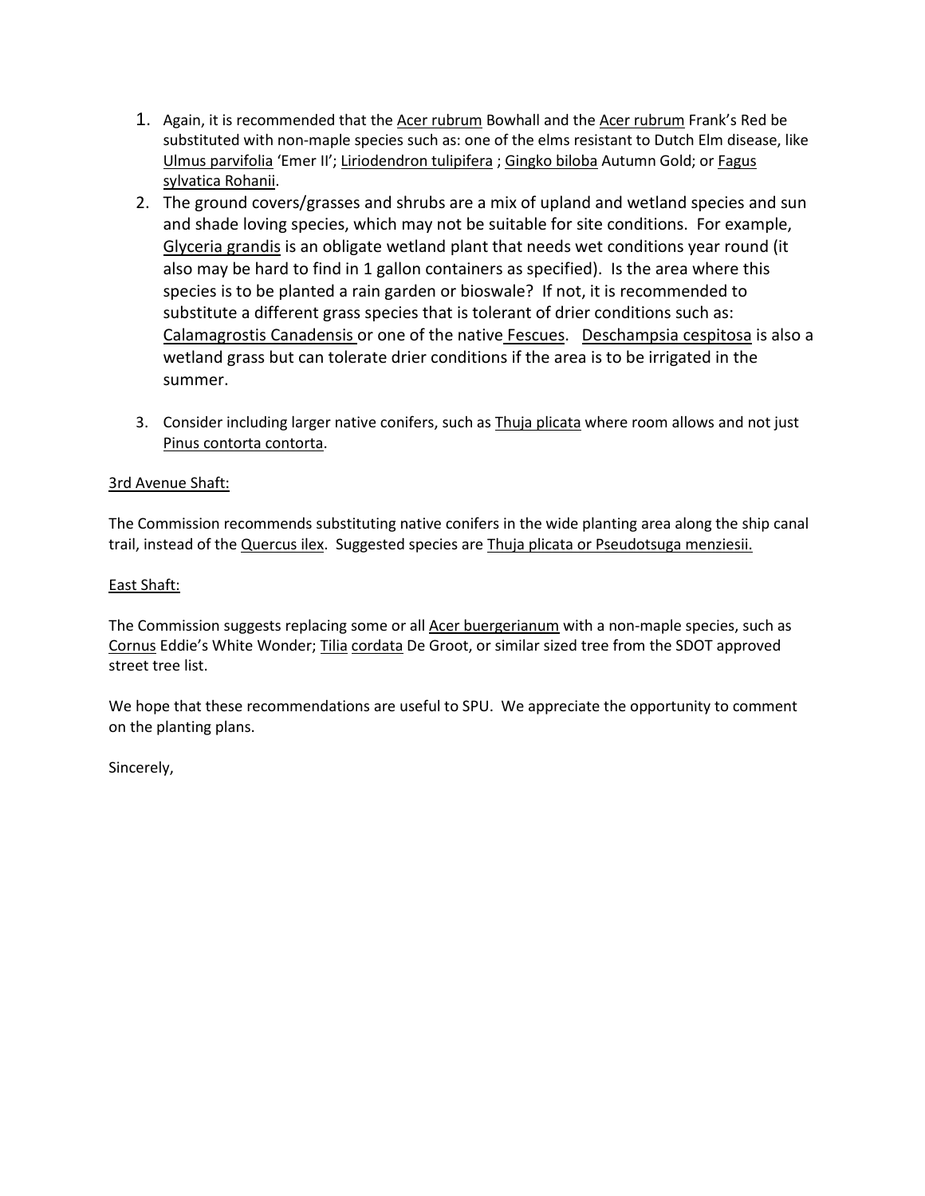1. Again, it is recommended that the Acer rubrum Bowhall and the Acer rubrum Frank's Red be substituted with non-maple species such as: one of the elms resistant to Dutch Elm disease, like Ulmus parvifolia 'Emer II'; Liriodendron tulipifera ; Gingko biloba Autumn Gold; or Fagus sylvatica Rohanii.
2. The ground covers/grasses and shrubs are a mix of upland and wetland species and sun and shade loving species, which may not be suitable for site conditions. For example, Glyceria grandis is an obligate wetland plant that needs wet conditions year round (it also may be hard to find in 1 gallon containers as specified). Is the area where this species is to be planted a rain garden or bioswale? If not, it is recommended to substitute a different grass species that is tolerant of drier conditions such as: Calamagrostis Canadensis or one of the native Fescues. Deschampsia cespitosa is also a wetland grass but can tolerate drier conditions if the area is to be irrigated in the summer.
3. Consider including larger native conifers, such as Thuja plicata where room allows and not just Pinus contorta contorta.

3rd Avenue Shaft:

The Commission recommends substituting native conifers in the wide planting area along the ship canal trail, instead of the Quercus ilex. Suggested species are Thuja plicata or Pseudotsuga menziesii.

East Shaft:

The Commission suggests replacing some or all Acer buergerianum with a non-maple species, such as Cornus Eddie's White Wonder; Tilia cordata De Groot, or similar sized tree from the SDOT approved street tree list.

We hope that these recommendations are useful to SPU. We appreciate the opportunity to comment on the planting plans.

Sincerely,